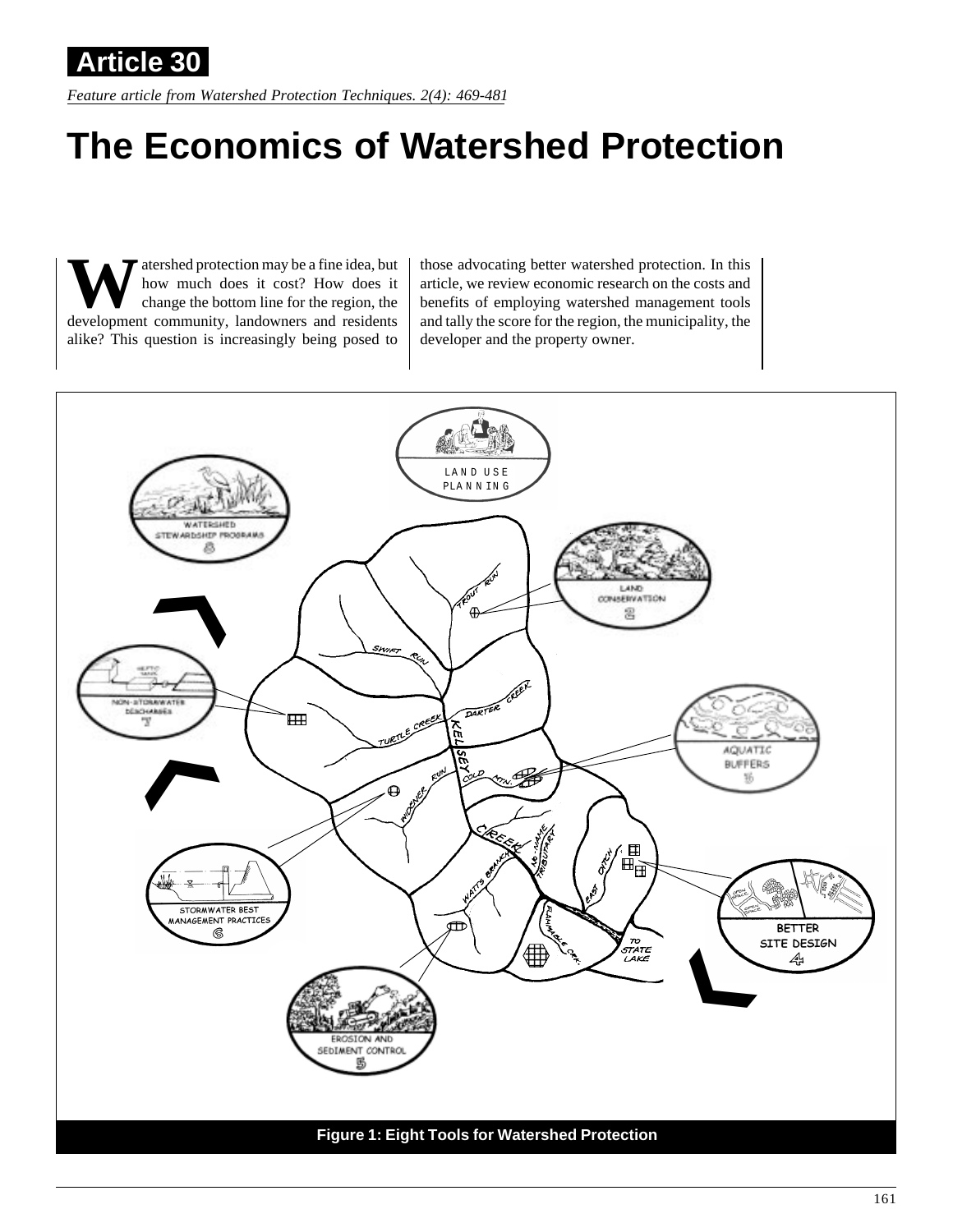**Article 30**

*Feature article from Watershed Protection Techniques. 2(4): 469-481*

# The Economics of Watershed Protection

Watershed protection may be a fine idea, but how much does it cost? How does it change the bottom line for the region, the development community, landowners and residents alike? This question is increasingly being posed to those advocating better watershed protection. In this article, we review economic research on the costs and benefits of employing watershed management tools and tally the score for the region, the municipality, the developer and the property owner.

Figure 1: Eight Tools for Watershed Protection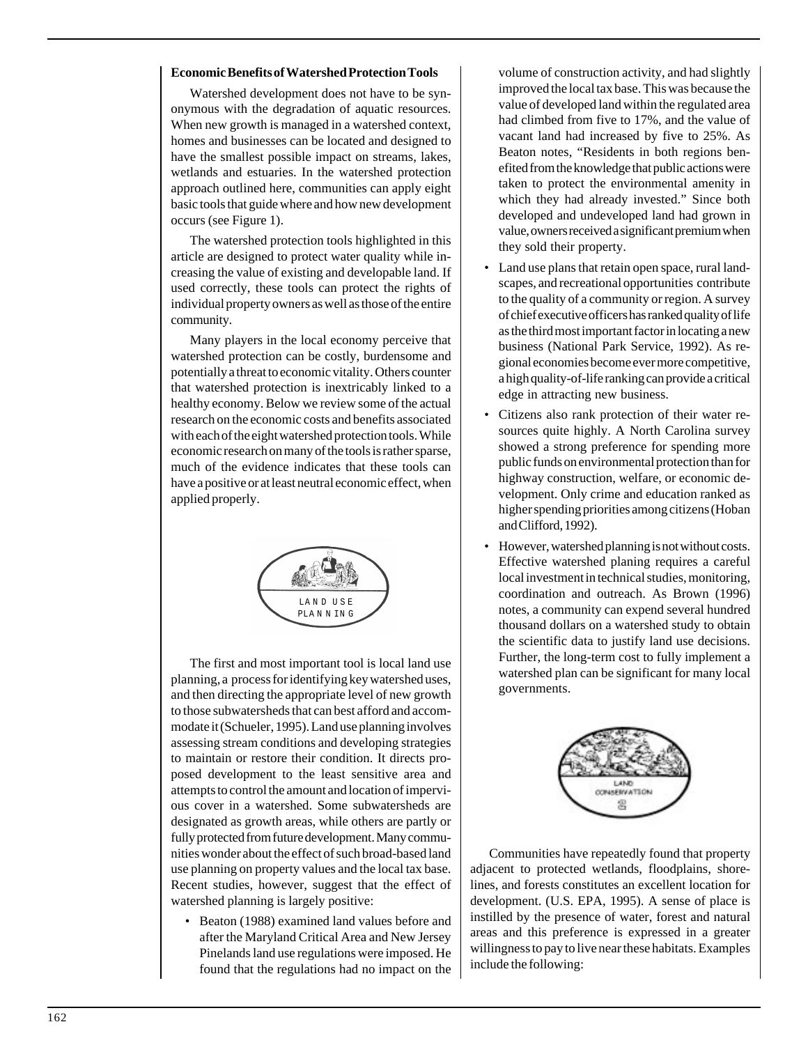**Economic Benefits of Watershed Protection Tools**

Watershed development does not have to be synonymous with the degradation of aquatic resources. When new growth is managed in a watershed context, homes and businesses can be located and designed to have the smallest possible impact on streams, lakes, wetlands and estuaries. In the watershed protection approach outlined here, communities can apply eight basic tools that guide where and how new development occurs (see Figure 1).

The watershed protection tools highlighted in this article are designed to protect water quality while increasing the value of existing and developable land. If used correctly, these tools can protect the rights of individual property owners as well as those of the entire community.

Many players in the local economy perceive that watershed protection can be costly, burdensome and potentially a threat to economic vitality. Others counter that watershed protection is inextricably linked to a healthy economy. Below we review some of the actual research on the economic costs and benefits associated with each of the eight watershed protection tools. While economic research on many of the tools is rather sparse, much of the evidence indicates that these tools can have a positive or at least neutral economic effect, when applied properly.

LAND USE PLANNING

The first and most important tool is local land use planning, a process for identifying key watershed uses, and then directing the appropriate level of new growth to those subwatersheds that can best afford and accommodate it (Schueler, 1995). Land use planning involves assessing stream conditions and developing strategies to maintain or restore their condition. It directs proposed development to the least sensitive area and attempts to control the amount and location of impervious cover in a watershed. Some subwatersheds are designated as growth areas, while others are partly or fully protected from future development. Many communities wonder about the effect of such broad-based land use planning on property values and the local tax base. Recent studies, however, suggest that the effect of watershed planning is largely positive:

- Beaton (1988) examined land values before and after the Maryland Critical Area and New Jersey Pinelands land use regulations were imposed. He found that the regulations had no impact on the volume of construction activity, and had slightly improved the local tax base. This was because the value of developed land within the regulated area had climbed from five to 17%, and the value of vacant land had increased by five to 25%. As Beaton notes, "Residents in both regions benefited from the knowledge that public actions were taken to protect the environmental amenity in which they had already invested." Since both developed and undeveloped land had grown in value, owners received a significant premium when they sold their property.
- Land use plans that retain open space, rural landscapes, and recreational opportunities contribute to the quality of a community or region. A survey of chief executive officers has ranked quality of life as the third most important factor in locating a new business (National Park Service, 1992). As regional economies become ever more competitive, a high quality-of-life ranking can provide a critical edge in attracting new business.
- Citizens also rank protection of their water resources quite highly. A North Carolina survey showed a strong preference for spending more public funds on environmental protection than for highway construction, welfare, or economic development. Only crime and education ranked as higher spending priorities among citizens (Hoban and Clifford, 1992).
- However, watershed planning is not without costs. Effective watershed planing requires a careful local investment in technical studies, monitoring, coordination and outreach. As Brown (1996) notes, a community can expend several hundred thousand dollars on a watershed study to obtain the scientific data to justify land use decisions. Further, the long-term cost to fully implement a watershed plan can be significant for many local governments.

LAND CONSERVATION

Communities have repeatedly found that property adjacent to protected wetlands, floodplains, shorelines, and forests constitutes an excellent location for development. (U.S. EPA, 1995). A sense of place is instilled by the presence of water, forest and natural areas and this preference is expressed in a greater willingness to pay to live near these habitats. Examples include the following: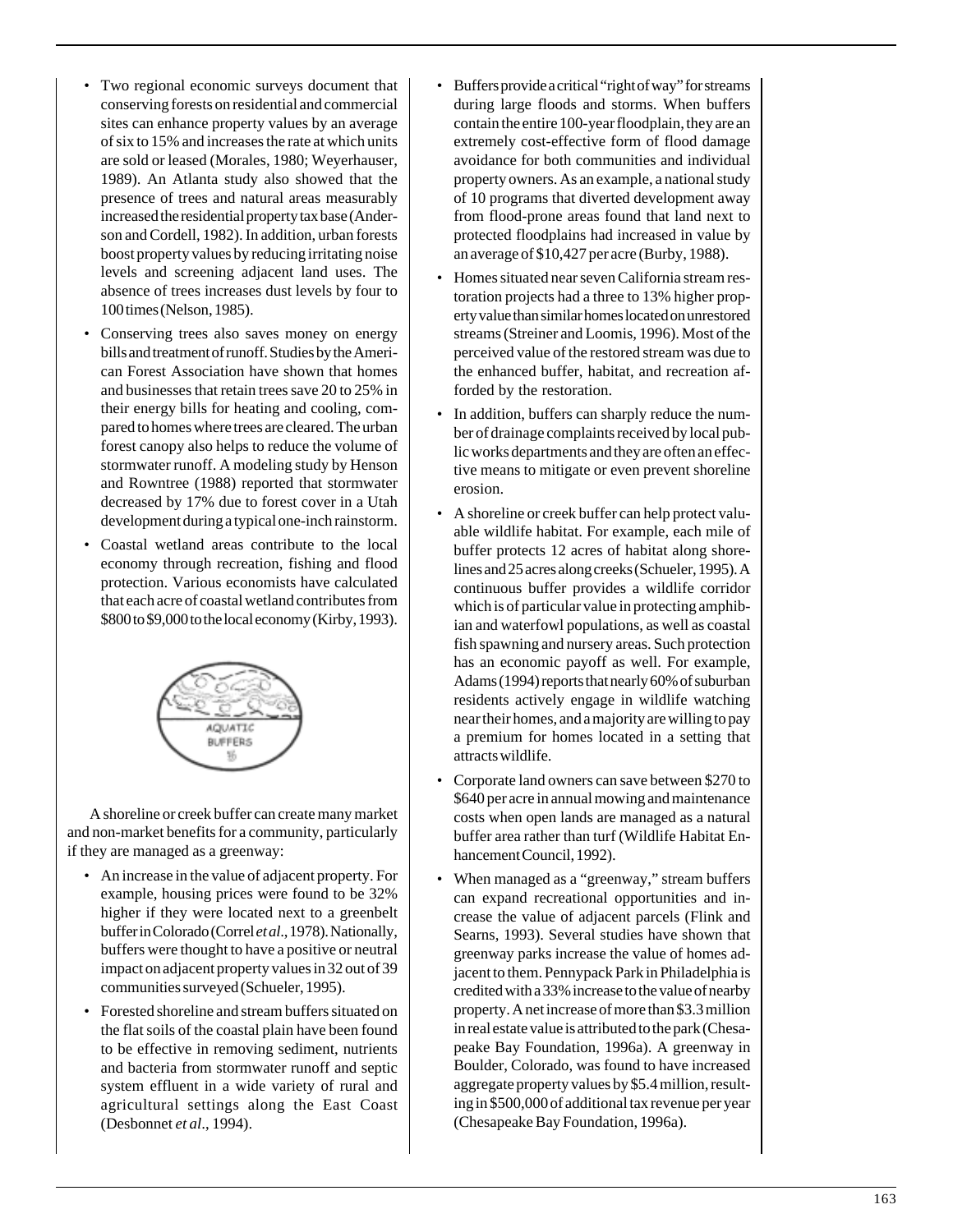- Two regional economic surveys document that conserving forests on residential and commercial sites can enhance property values by an average of six to 15% and increases the rate at which units are sold or leased (Morales, 1980; Weyerhauser, 1989). An Atlanta study also showed that the presence of trees and natural areas measurably increased the residential property tax base (Anderson and Cordell, 1982). In addition, urban forests boost property values by reducing irritating noise levels and screening adjacent land uses. The absence of trees increases dust levels by four to 100 times (Nelson, 1985).
- Conserving trees also saves money on energy bills and treatment of runoff. Studies by the American Forest Association have shown that homes and businesses that retain trees save 20 to 25% in their energy bills for heating and cooling, compared to homes where trees are cleared. The urban forest canopy also helps to reduce the volume of stormwater runoff. A modeling study by Henson and Rowntree (1988) reported that stormwater decreased by 17% due to forest cover in a Utah development during a typical one-inch rainstorm.
- Coastal wetland areas contribute to the local economy through recreation, fishing and flood protection. Various economists have calculated that each acre of coastal wetland contributes from \$800 to \$9,000 to the local economy (Kirby, 1993).

AQUATIC BUFFERS

A shoreline or creek buffer can create many market and non-market benefits for a community, particularly if they are managed as a greenway:

- An increase in the value of adjacent property. For example, housing prices were found to be 32% higher if they were located next to a greenbelt buffer in Colorado (Correl *et al*., 1978). Nationally, buffers were thought to have a positive or neutral impact on adjacent property values in 32 out of 39 communities surveyed (Schueler, 1995).
- Forested shoreline and stream buffers situated on the flat soils of the coastal plain have been found to be effective in removing sediment, nutrients and bacteria from stormwater runoff and septic system effluent in a wide variety of rural and agricultural settings along the East Coast (Desbonnet *et al*., 1994).
- Buffers provide a critical "right of way" for streams during large floods and storms. When buffers contain the entire 100-year floodplain, they are an extremely cost-effective form of flood damage avoidance for both communities and individual property owners. As an example, a national study of 10 programs that diverted development away from flood-prone areas found that land next to protected floodplains had increased in value by an average of \$10,427 per acre (Burby, 1988).
- Homes situated near seven California stream restoration projects had a three to 13% higher property value than similar homes located on unrestored streams (Streiner and Loomis, 1996). Most of the perceived value of the restored stream was due to the enhanced buffer, habitat, and recreation afforded by the restoration.
- In addition, buffers can sharply reduce the number of drainage complaints received by local public works departments and they are often an effective means to mitigate or even prevent shoreline erosion.
- A shoreline or creek buffer can help protect valuable wildlife habitat. For example, each mile of buffer protects 12 acres of habitat along shorelines and 25 acres along creeks (Schueler, 1995). A continuous buffer provides a wildlife corridor which is of particular value in protecting amphibian and waterfowl populations, as well as coastal fish spawning and nursery areas. Such protection has an economic payoff as well. For example, Adams (1994) reports that nearly 60% of suburban residents actively engage in wildlife watching near their homes, and a majority are willing to pay a premium for homes located in a setting that attracts wildlife.
- Corporate land owners can save between \$270 to \$640 per acre in annual mowing and maintenance costs when open lands are managed as a natural buffer area rather than turf (Wildlife Habitat Enhancement Council, 1992).
- When managed as a "greenway," stream buffers can expand recreational opportunities and increase the value of adjacent parcels (Flink and Searns, 1993). Several studies have shown that greenway parks increase the value of homes adjacent to them. Pennypack Park in Philadelphia is credited with a 33% increase to the value of nearby property. A net increase of more than \$3.3 million in real estate value is attributed to the park (Chesapeake Bay Foundation, 1996a). A greenway in Boulder, Colorado, was found to have increased aggregate property values by \$5.4 million, resulting in \$500,000 of additional tax revenue per year (Chesapeake Bay Foundation, 1996a).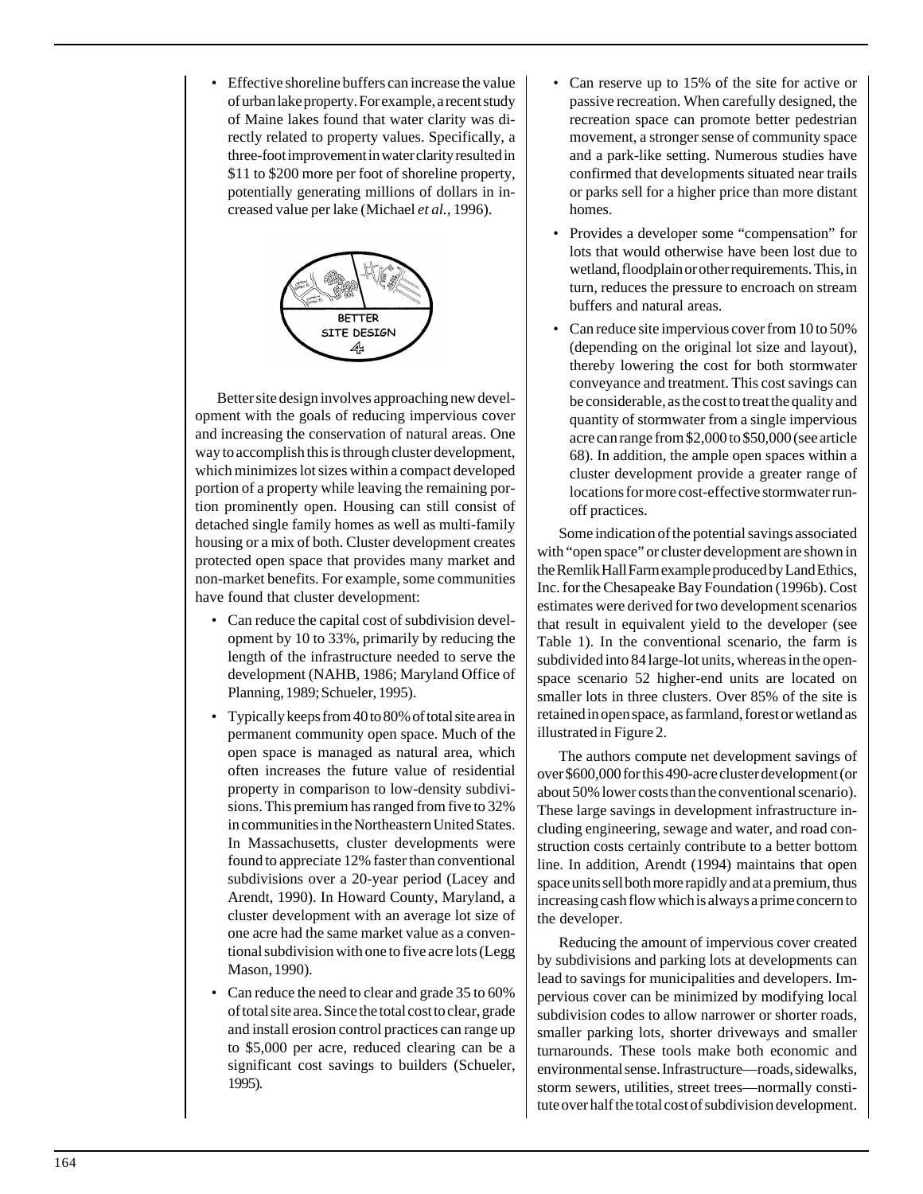- Effective shoreline buffers can increase the value of urban lake property. For example, a recent study of Maine lakes found that water clarity was directly related to property values. Specifically, a three-foot improvement in water clarity resulted in $11 to $200 more per foot of shoreline property, potentially generating millions of dollars in increased value per lake (Michael *et al.,* 1996).

Better site design involves approaching new development with the goals of reducing impervious cover and increasing the conservation of natural areas. One way to accomplish this is through cluster development, which minimizes lot sizes within a compact developed portion of a property while leaving the remaining portion prominently open. Housing can still consist of detached single family homes as well as multi-family housing or a mix of both. Cluster development creates protected open space that provides many market and non-market benefits. For example, some communities have found that cluster development:

- Can reduce the capital cost of subdivision development by 10 to 33%, primarily by reducing the length of the infrastructure needed to serve the development (NAHB, 1986; Maryland Office of Planning, 1989; Schueler, 1995).
- Typically keeps from 40 to 80% of total site area in permanent community open space. Much of the open space is managed as natural area, which often increases the future value of residential property in comparison to low-density subdivisions. This premium has ranged from five to 32% in communities in the Northeastern United States. In Massachusetts, cluster developments were found to appreciate 12% faster than conventional subdivisions over a 20-year period (Lacey and Arendt, 1990). In Howard County, Maryland, a cluster development with an average lot size of one acre had the same market value as a conventional subdivision with one to five acre lots (Legg Mason, 1990).
- Can reduce the need to clear and grade 35 to 60% of total site area. Since the total cost to clear, grade and install erosion control practices can range up to $5,000 per acre, reduced clearing can be a significant cost savings to builders (Schueler, 1995).
- Can reserve up to 15% of the site for active or passive recreation. When carefully designed, the recreation space can promote better pedestrian movement, a stronger sense of community space and a park-like setting. Numerous studies have confirmed that developments situated near trails or parks sell for a higher price than more distant homes.
- Provides a developer some "compensation" for lots that would otherwise have been lost due to wetland, floodplain or other requirements. This, in turn, reduces the pressure to encroach on stream buffers and natural areas.
- Can reduce site impervious cover from 10 to 50% (depending on the original lot size and layout), thereby lowering the cost for both stormwater conveyance and treatment. This cost savings can be considerable, as the cost to treat the quality and quantity of stormwater from a single impervious acre can range from $2,000 to $50,000 (see article 68). In addition, the ample open spaces within a cluster development provide a greater range of locations for more cost-effective stormwater runoff practices.

Some indication of the potential savings associated with "open space" or cluster development are shown in the Remlik Hall Farm example produced by Land Ethics, Inc. for the Chesapeake Bay Foundation (1996b). Cost estimates were derived for two development scenarios that result in equivalent yield to the developer (see Table 1). In the conventional scenario, the farm is subdivided into 84 large-lot units, whereas in the open-space scenario 52 higher-end units are located on smaller lots in three clusters. Over 85% of the site is retained in open space, as farmland, forest or wetland as illustrated in Figure 2.

The authors compute net development savings of over $600,000 for this 490-acre cluster development (or about 50% lower costs than the conventional scenario). These large savings in development infrastructure including engineering, sewage and water, and road construction costs certainly contribute to a better bottom line. In addition, Arendt (1994) maintains that open space units sell both more rapidly and at a premium, thus increasing cash flow which is always a prime concern to the developer.

Reducing the amount of impervious cover created by subdivisions and parking lots at developments can lead to savings for municipalities and developers. Impervious cover can be minimized by modifying local subdivision codes to allow narrower or shorter roads, smaller parking lots, shorter driveways and smaller turnarounds. These tools make both economic and environmental sense. Infrastructure—roads, sidewalks, storm sewers, utilities, street trees—normally constitute over half the total cost of subdivision development.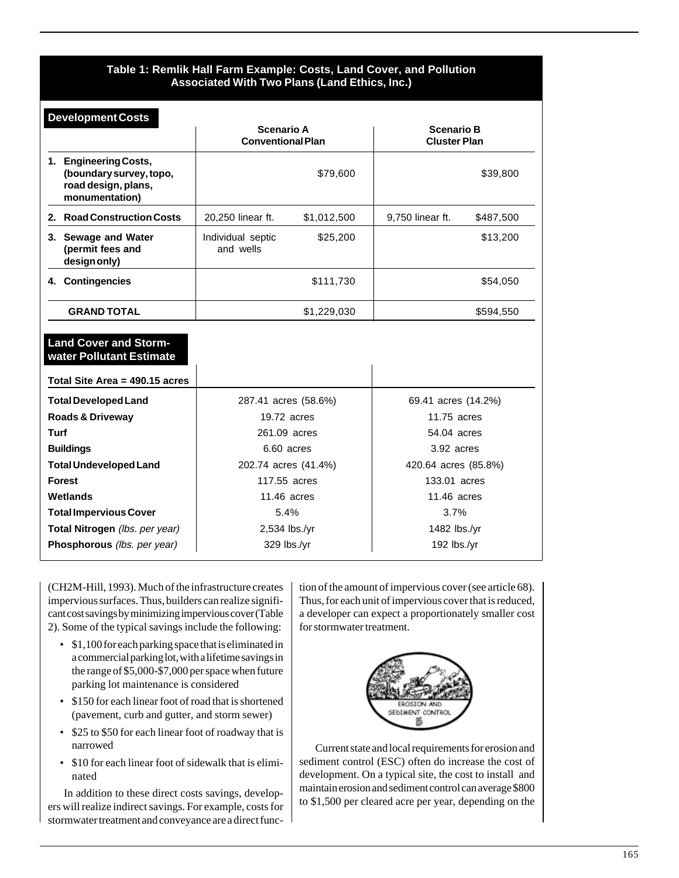**Table 1: Remlik Hall Farm Example: Costs, Land Cover, and Pollution Associated With Two Plans (Land Ethics, Inc.)**

| **Development Costs** | **Scenario A Conventional Plan** | | **Scenario B Cluster Plan** | |
|---|---|---|---|---|
| **1. Engineering Costs, (boundary survey, topo, road design, plans, monumentation)** | | $79,600 | | $39,800 |
| **2. Road Construction Costs** | 20,250 linear ft. | $1,012,500 | 9,750 linear ft. | $487,500 |
| **3. Sewage and Water (permit fees and design only)** | Individual septic and wells | $25,200 | | $13,200 |
| **4. Contingencies** | | $111,730 | | $54,050 |
| **GRAND TOTAL** | | $1,229,030 | | $594,550 |

| **Land Cover and Stormwater Pollutant Estimate** | | |
|---|---|---|
| **Total Site Area = 490.15 acres** | | |
| **Total Developed Land** | 287.41 acres (58.6%) | 69.41 acres (14.2%) |
| **Roads & Driveway** | 19.72 acres | 11.75 acres |
| **Turf** | 261.09 acres | 54.04 acres |
| **Buildings** | 6.60 acres | 3.92 acres |
| **Total Undeveloped Land** | 202.74 acres (41.4%) | 420.64 acres (85.8%) |
| **Forest** | 117.55 acres | 133.01 acres |
| **Wetlands** | 11.46 acres | 11.46 acres |
| **Total Impervious Cover** | 5.4% | 3.7% |
| **Total Nitrogen** *(lbs. per year)* | 2,534 lbs./yr | 1482 lbs./yr |
| **Phosphorous** *(lbs. per year)* | 329 lbs./yr | 192 lbs./yr |

(CH2M-Hill, 1993). Much of the infrastructure creates impervious surfaces. Thus, builders can realize significant cost savings by minimizing impervious cover (Table 2). Some of the typical savings include the following:

- $1,100 for each parking space that is eliminated in a commercial parking lot, with a lifetime savings in the range of $5,000-$7,000 per space when future parking lot maintenance is considered
- $150 for each linear foot of road that is shortened (pavement, curb and gutter, and storm sewer)
- $25 to $50 for each linear foot of roadway that is narrowed
- $10 for each linear foot of sidewalk that is eliminated

In addition to these direct costs savings, developers will realize indirect savings. For example, costs for stormwater treatment and conveyance are a direct function of the amount of impervious cover (see article 68). Thus, for each unit of impervious cover that is reduced, a developer can expect a proportionately smaller cost for stormwater treatment.

Current state and local requirements for erosion and sediment control (ESC) often do increase the cost of development. On a typical site, the cost to install and maintain erosion and sediment control can average $800 to $1,500 per cleared acre per year, depending on the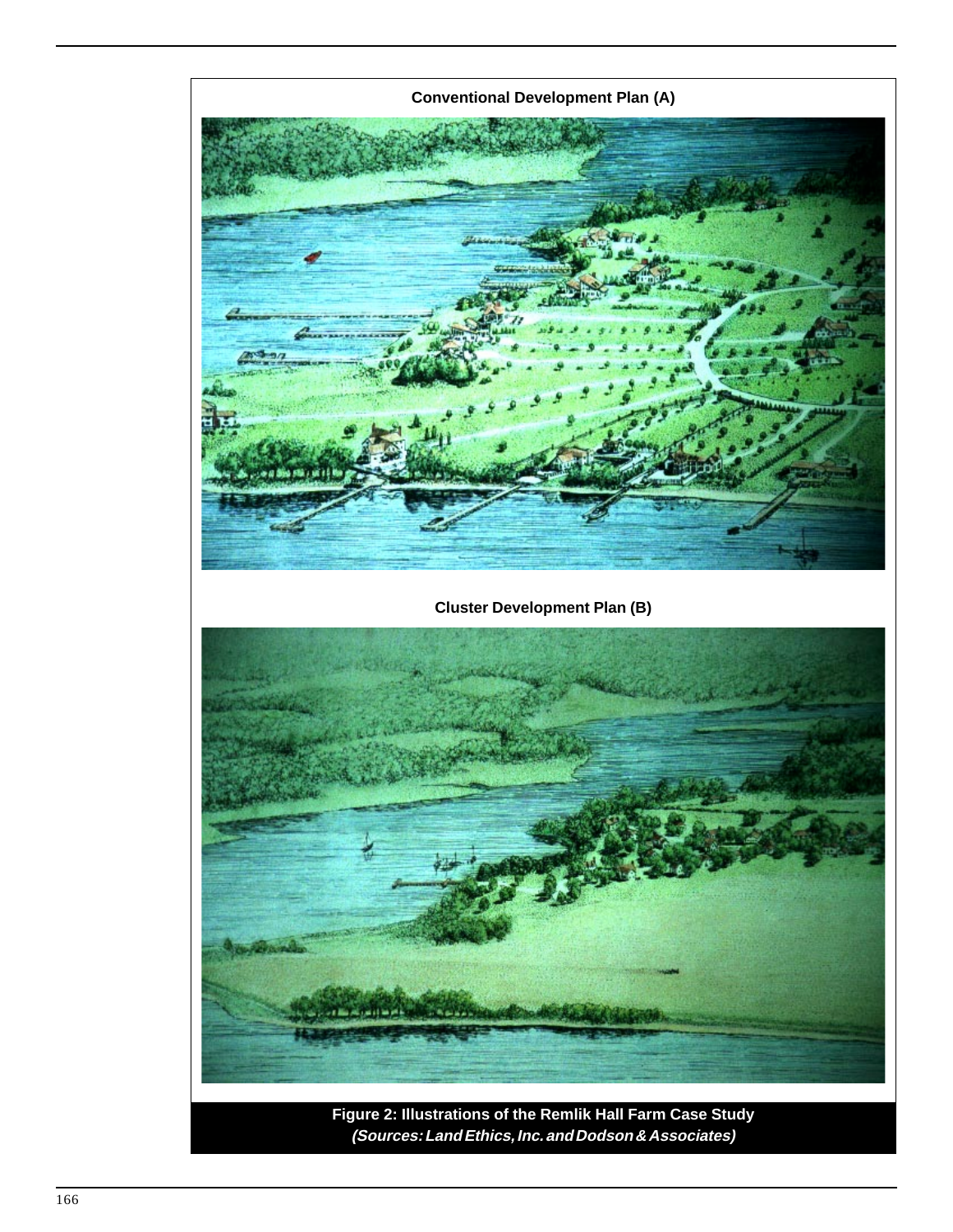**Conventional Development Plan (A)**

**Cluster Development Plan (B)**

**Figure 2: Illustrations of the Remlik Hall Farm Case Study**
***(Sources: Land Ethics, Inc. and Dodson & Associates)***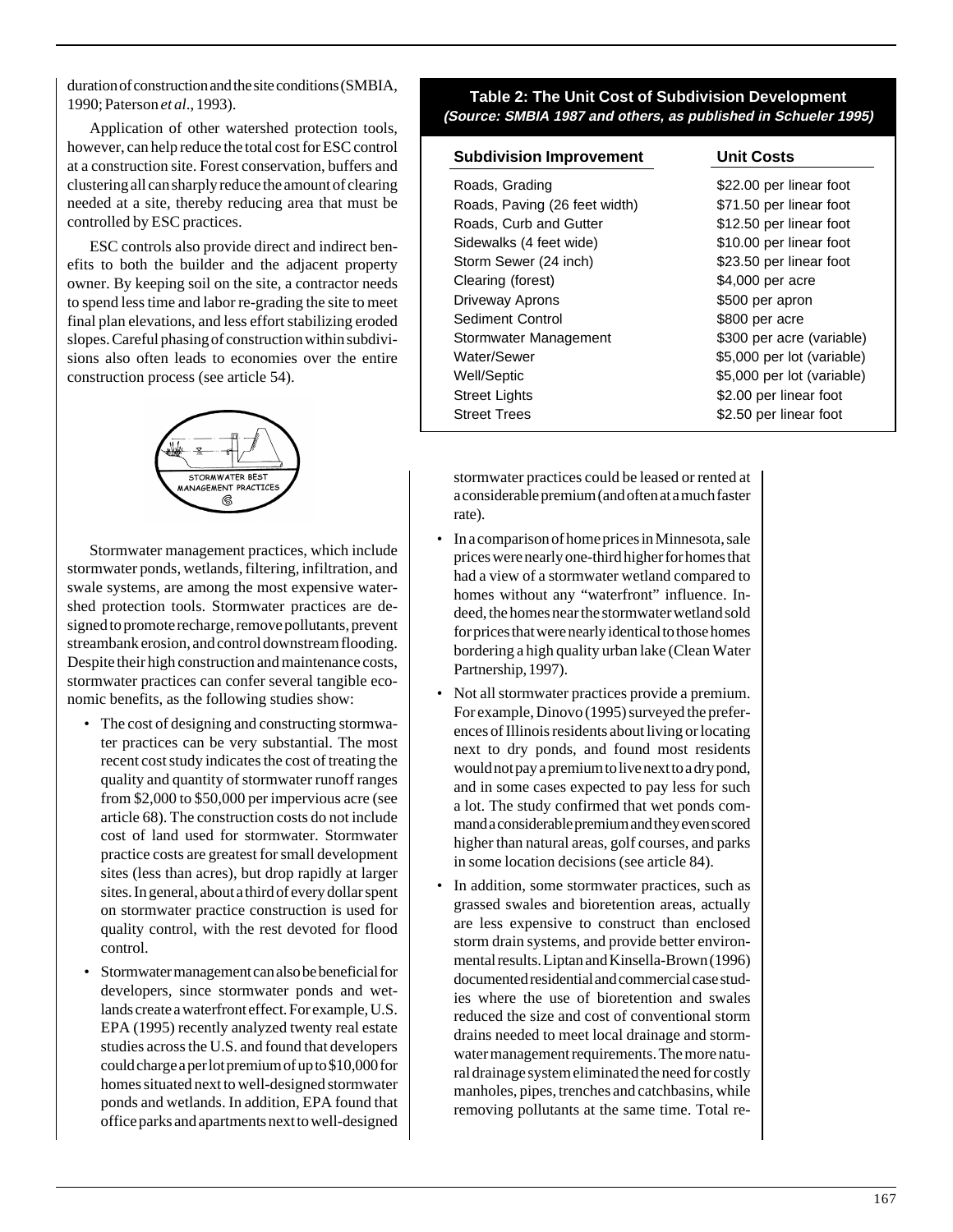duration of construction and the site conditions (SMBIA, 1990; Paterson *et al.*, 1993).

Application of other watershed protection tools, however, can help reduce the total cost for ESC control at a construction site. Forest conservation, buffers and clustering all can sharply reduce the amount of clearing needed at a site, thereby reducing area that must be controlled by ESC practices.

ESC controls also provide direct and indirect benefits to both the builder and the adjacent property owner. By keeping soil on the site, a contractor needs to spend less time and labor re-grading the site to meet final plan elevations, and less effort stabilizing eroded slopes. Careful phasing of construction within subdivisions also often leads to economies over the entire construction process (see article 54).

**Table 2: The Unit Cost of Subdivision Development**
***(Source: SMBIA 1987 and others, as published in Schueler 1995)***

| Subdivision Improvement | Unit Costs |
|---|---|
| Roads, Grading | \$22.00 per linear foot |
| Roads, Paving (26 feet width) | \$71.50 per linear foot |
| Roads, Curb and Gutter | \$12.50 per linear foot |
| Sidewalks (4 feet wide) | \$10.00 per linear foot |
| Storm Sewer (24 inch) | \$23.50 per linear foot |
| Clearing (forest) | \$4,000 per acre |
| Driveway Aprons | \$500 per apron |
| Sediment Control | \$800 per acre |
| Stormwater Management | \$300 per acre (variable) |
| Water/Sewer | \$5,000 per lot (variable) |
| Well/Septic | \$5,000 per lot (variable) |
| Street Lights | \$2.00 per linear foot |
| Street Trees | \$2.50 per linear foot |

Stormwater management practices, which include stormwater ponds, wetlands, filtering, infiltration, and swale systems, are among the most expensive watershed protection tools. Stormwater practices are designed to promote recharge, remove pollutants, prevent streambank erosion, and control downstream flooding. Despite their high construction and maintenance costs, stormwater practices can confer several tangible economic benefits, as the following studies show:

- The cost of designing and constructing stormwater practices can be very substantial. The most recent cost study indicates the cost of treating the quality and quantity of stormwater runoff ranges from \$2,000 to \$50,000 per impervious acre (see article 68). The construction costs do not include cost of land used for stormwater. Stormwater practice costs are greatest for small development sites (less than acres), but drop rapidly at larger sites. In general, about a third of every dollar spent on stormwater practice construction is used for quality control, with the rest devoted for flood control.
- Stormwater management can also be beneficial for developers, since stormwater ponds and wetlands create a waterfront effect. For example, U.S. EPA (1995) recently analyzed twenty real estate studies across the U.S. and found that developers could charge a per lot premium of up to \$10,000 for homes situated next to well-designed stormwater ponds and wetlands. In addition, EPA found that office parks and apartments next to well-designed stormwater practices could be leased or rented at a considerable premium (and often at a much faster rate).
- In a comparison of home prices in Minnesota, sale prices were nearly one-third higher for homes that had a view of a stormwater wetland compared to homes without any "waterfront" influence. Indeed, the homes near the stormwater wetland sold for prices that were nearly identical to those homes bordering a high quality urban lake (Clean Water Partnership, 1997).
- Not all stormwater practices provide a premium. For example, Dinovo (1995) surveyed the preferences of Illinois residents about living or locating next to dry ponds, and found most residents would not pay a premium to live next to a dry pond, and in some cases expected to pay less for such a lot. The study confirmed that wet ponds command a considerable premium and they even scored higher than natural areas, golf courses, and parks in some location decisions (see article 84).
- In addition, some stormwater practices, such as grassed swales and bioretention areas, actually are less expensive to construct than enclosed storm drain systems, and provide better environmental results. Liptan and Kinsella-Brown (1996) documented residential and commercial case studies where the use of bioretention and swales reduced the size and cost of conventional storm drains needed to meet local drainage and stormwater management requirements. The more natural drainage system eliminated the need for costly manholes, pipes, trenches and catchbasins, while removing pollutants at the same time. Total re-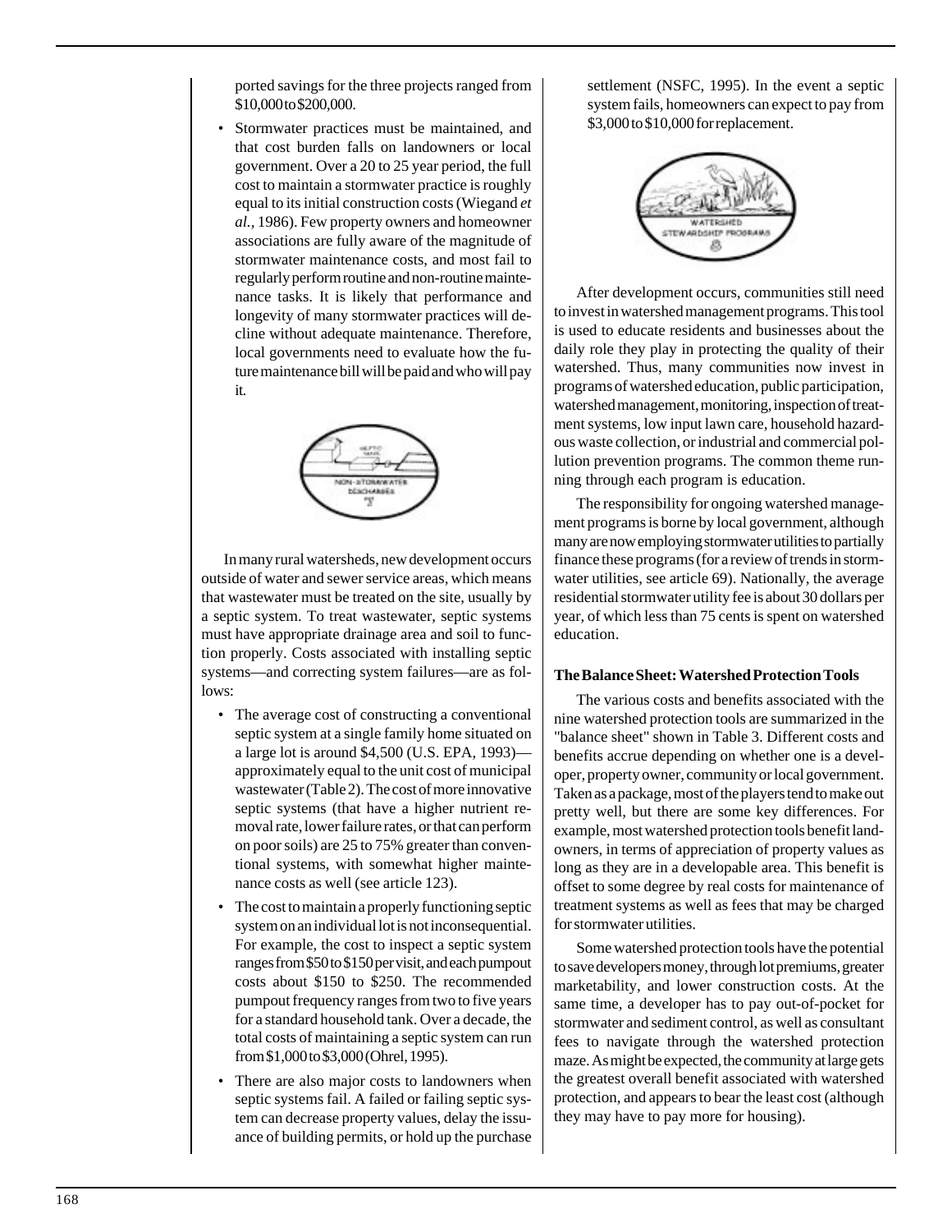ported savings for the three projects ranged from $10,000 to $200,000.

- Stormwater practices must be maintained, and that cost burden falls on landowners or local government. Over a 20 to 25 year period, the full cost to maintain a stormwater practice is roughly equal to its initial construction costs (Wiegand *et al.*, 1986). Few property owners and homeowner associations are fully aware of the magnitude of stormwater maintenance costs, and most fail to regularly perform routine and non-routine maintenance tasks. It is likely that performance and longevity of many stormwater practices will decline without adequate maintenance. Therefore, local governments need to evaluate how the future maintenance bill will be paid and who will pay it.

In many rural watersheds, new development occurs outside of water and sewer service areas, which means that wastewater must be treated on the site, usually by a septic system. To treat wastewater, septic systems must have appropriate drainage area and soil to function properly. Costs associated with installing septic systems—and correcting system failures—are as follows:

- The average cost of constructing a conventional septic system at a single family home situated on a large lot is around $4,500 (U.S. EPA, 1993)—approximately equal to the unit cost of municipal wastewater (Table 2). The cost of more innovative septic systems (that have a higher nutrient removal rate, lower failure rates, or that can perform on poor soils) are 25 to 75% greater than conventional systems, with somewhat higher maintenance costs as well (see article 123).
- The cost to maintain a properly functioning septic system on an individual lot is not inconsequential. For example, the cost to inspect a septic system ranges from $50 to $150 per visit, and each pumpout costs about $150 to $250. The recommended pumpout frequency ranges from two to five years for a standard household tank. Over a decade, the total costs of maintaining a septic system can run from $1,000 to $3,000 (Ohrel, 1995).
- There are also major costs to landowners when septic systems fail. A failed or failing septic system can decrease property values, delay the issuance of building permits, or hold up the purchase settlement (NSFC, 1995). In the event a septic system fails, homeowners can expect to pay from $3,000 to $10,000 for replacement.

After development occurs, communities still need to invest in watershed management programs. This tool is used to educate residents and businesses about the daily role they play in protecting the quality of their watershed. Thus, many communities now invest in programs of watershed education, public participation, watershed management, monitoring, inspection of treatment systems, low input lawn care, household hazardous waste collection, or industrial and commercial pollution prevention programs. The common theme running through each program is education.

The responsibility for ongoing watershed management programs is borne by local government, although many are now employing stormwater utilities to partially finance these programs (for a review of trends in stormwater utilities, see article 69). Nationally, the average residential stormwater utility fee is about 30 dollars per year, of which less than 75 cents is spent on watershed education.

**The Balance Sheet: Watershed Protection Tools**

The various costs and benefits associated with the nine watershed protection tools are summarized in the "balance sheet" shown in Table 3. Different costs and benefits accrue depending on whether one is a developer, property owner, community or local government. Taken as a package, most of the players tend to make out pretty well, but there are some key differences. For example, most watershed protection tools benefit landowners, in terms of appreciation of property values as long as they are in a developable area. This benefit is offset to some degree by real costs for maintenance of treatment systems as well as fees that may be charged for stormwater utilities.

Some watershed protection tools have the potential to save developers money, through lot premiums, greater marketability, and lower construction costs. At the same time, a developer has to pay out-of-pocket for stormwater and sediment control, as well as consultant fees to navigate through the watershed protection maze. As might be expected, the community at large gets the greatest overall benefit associated with watershed protection, and appears to bear the least cost (although they may have to pay more for housing).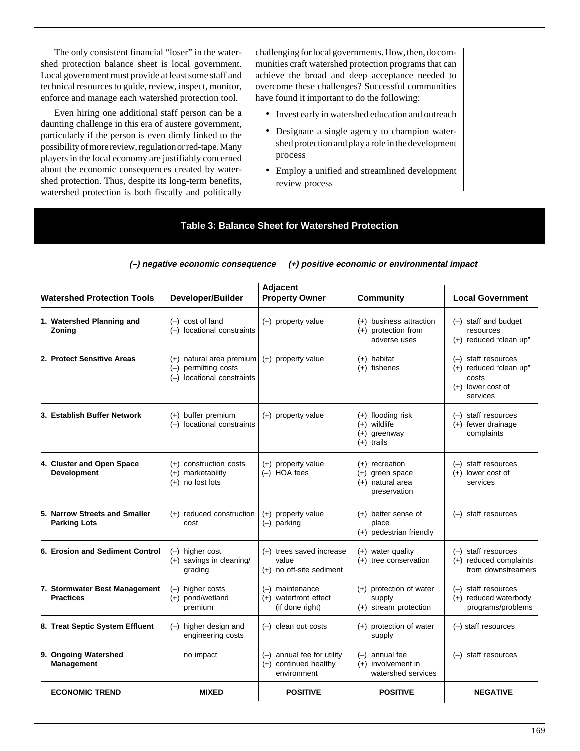The only consistent financial "loser" in the watershed protection balance sheet is local government. Local government must provide at least some staff and technical resources to guide, review, inspect, monitor, enforce and manage each watershed protection tool.

Even hiring one additional staff person can be a daunting challenge in this era of austere government, particularly if the person is even dimly linked to the possibility of more review, regulation or red-tape. Many players in the local economy are justifiably concerned about the economic consequences created by watershed protection. Thus, despite its long-term benefits, watershed protection is both fiscally and politically challenging for local governments. How, then, do communities craft watershed protection programs that can achieve the broad and deep acceptance needed to overcome these challenges? Successful communities have found it important to do the following:

- Invest early in watershed education and outreach
- Designate a single agency to champion watershed protection and play a role in the development process
- Employ a unified and streamlined development review process

**Table 3: Balance Sheet for Watershed Protection**

***(–) negative economic consequence (+) positive economic or environmental impact***

| Watershed Protection Tools | Developer/Builder | Adjacent Property Owner | Community | Local Government |
|---|---|---|---|---|
| **1. Watershed Planning and Zoning** | (–) cost of land<br>(–) locational constraints | (+) property value | (+) business attraction<br>(+) protection from adverse uses | (–) staff and budget resources<br>(+) reduced "clean up" |
| **2. Protect Sensitive Areas** | (+) natural area premium<br>(–) permitting costs<br>(–) locational constraints | (+) property value | (+) habitat<br>(+) fisheries | (–) staff resources<br>(+) reduced "clean up" costs<br>(+) lower cost of services |
| **3. Establish Buffer Network** | (+) buffer premium<br>(–) locational constraints | (+) property value | (+) flooding risk<br>(+) wildlife<br>(+) greenway<br>(+) trails | (–) staff resources<br>(+) fewer drainage complaints |
| **4. Cluster and Open Space Development** | (+) construction costs<br>(+) marketability<br>(+) no lost lots | (+) property value<br>(–) HOA fees | (+) recreation<br>(+) green space<br>(+) natural area preservation | (–) staff resources<br>(+) lower cost of services |
| **5. Narrow Streets and Smaller Parking Lots** | (+) reduced construction cost | (+) property value<br>(–) parking | (+) better sense of place<br>(+) pedestrian friendly | (–) staff resources |
| **6. Erosion and Sediment Control** | (–) higher cost<br>(+) savings in cleaning/grading | (+) trees saved increase value<br>(+) no off-site sediment | (+) water quality<br>(+) tree conservation | (–) staff resources<br>(+) reduced complaints from downstreamers |
| **7. Stormwater Best Management Practices** | (–) higher costs<br>(+) pond/wetland premium | (–) maintenance<br>(+) waterfront effect (if done right) | (+) protection of water supply<br>(+) stream protection | (–) staff resources<br>(+) reduced waterbody programs/problems |
| **8. Treat Septic System Effluent** | (–) higher design and engineering costs | (–) clean out costs | (+) protection of water supply | (–) staff resources |
| **9. Ongoing Watershed Management** | no impact | (–) annual fee for utility<br>(+) continued healthy environment | (–) annual fee<br>(+) involvement in watershed services | (–) staff resources |
| **ECONOMIC TREND** | **MIXED** | **POSITIVE** | **POSITIVE** | **NEGATIVE** |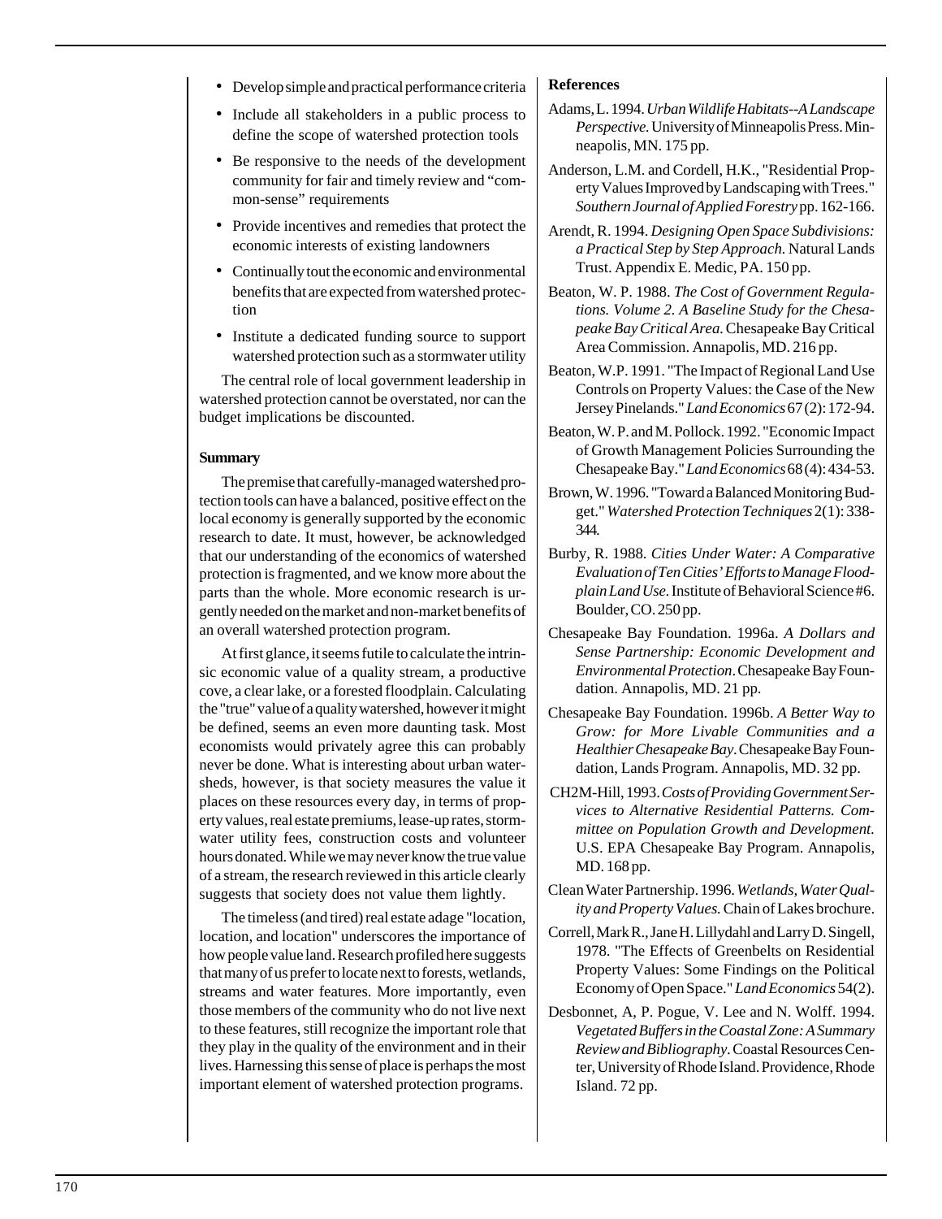- Develop simple and practical performance criteria
- Include all stakeholders in a public process to define the scope of watershed protection tools
- Be responsive to the needs of the development community for fair and timely review and "common-sense" requirements
- Provide incentives and remedies that protect the economic interests of existing landowners
- Continually tout the economic and environmental benefits that are expected from watershed protection
- Institute a dedicated funding source to support watershed protection such as a stormwater utility

The central role of local government leadership in watershed protection cannot be overstated, nor can the budget implications be discounted.

## Summary

The premise that carefully-managed watershed protection tools can have a balanced, positive effect on the local economy is generally supported by the economic research to date. It must, however, be acknowledged that our understanding of the economics of watershed protection is fragmented, and we know more about the parts than the whole. More economic research is urgently needed on the market and non-market benefits of an overall watershed protection program.

At first glance, it seems futile to calculate the intrinsic economic value of a quality stream, a productive cove, a clear lake, or a forested floodplain. Calculating the "true" value of a quality watershed, however it might be defined, seems an even more daunting task. Most economists would privately agree this can probably never be done. What is interesting about urban watersheds, however, is that society measures the value it places on these resources every day, in terms of property values, real estate premiums, lease-up rates, stormwater utility fees, construction costs and volunteer hours donated. While we may never know the true value of a stream, the research reviewed in this article clearly suggests that society does not value them lightly.

The timeless (and tired) real estate adage "location, location, and location" underscores the importance of how people value land. Research profiled here suggests that many of us prefer to locate next to forests, wetlands, streams and water features. More importantly, even those members of the community who do not live next to these features, still recognize the important role that they play in the quality of the environment and in their lives. Harnessing this sense of place is perhaps the most important element of watershed protection programs.

## References

Adams, L. 1994. *Urban Wildlife Habitats--A Landscape Perspective.* University of Minneapolis Press. Minneapolis, MN. 175 pp.

Anderson, L.M. and Cordell, H.K., "Residential Property Values Improved by Landscaping with Trees." *Southern Journal of Applied Forestry* pp. 162-166.

Arendt, R. 1994. *Designing Open Space Subdivisions: a Practical Step by Step Approach.* Natural Lands Trust. Appendix E. Medic, PA. 150 pp.

Beaton, W. P. 1988. *The Cost of Government Regulations. Volume 2. A Baseline Study for the Chesapeake Bay Critical Area.* Chesapeake Bay Critical Area Commission. Annapolis, MD. 216 pp.

Beaton, W.P. 1991. "The Impact of Regional Land Use Controls on Property Values: the Case of the New Jersey Pinelands." *Land Economics* 67 (2): 172-94.

Beaton, W. P. and M. Pollock. 1992. "Economic Impact of Growth Management Policies Surrounding the Chesapeake Bay." *Land Economics* 68 (4): 434-53.

Brown, W. 1996. "Toward a Balanced Monitoring Budget." *Watershed Protection Techniques* 2(1): 338-344.

Burby, R. 1988. *Cities Under Water: A Comparative Evaluation of Ten Cities' Efforts to Manage Floodplain Land Use.* Institute of Behavioral Science #6. Boulder, CO. 250 pp.

Chesapeake Bay Foundation. 1996a. *A Dollars and Sense Partnership: Economic Development and Environmental Protection*. Chesapeake Bay Foundation. Annapolis, MD. 21 pp.

Chesapeake Bay Foundation. 1996b. *A Better Way to Grow: for More Livable Communities and a Healthier Chesapeake Bay*. Chesapeake Bay Foundation, Lands Program. Annapolis, MD. 32 pp.

CH2M-Hill, 1993. *Costs of Providing Government Services to Alternative Residential Patterns. Committee on Population Growth and Development.* U.S. EPA Chesapeake Bay Program. Annapolis, MD. 168 pp.

Clean Water Partnership. 1996. *Wetlands, Water Quality and Property Values.* Chain of Lakes brochure.

Correll, Mark R., Jane H. Lillydahl and Larry D. Singell, 1978. "The Effects of Greenbelts on Residential Property Values: Some Findings on the Political Economy of Open Space." *Land Economics* 54(2).

Desbonnet, A, P. Pogue, V. Lee and N. Wolff. 1994. *Vegetated Buffers in the Coastal Zone: A Summary Review and Bibliography*. Coastal Resources Center, University of Rhode Island. Providence, Rhode Island. 72 pp.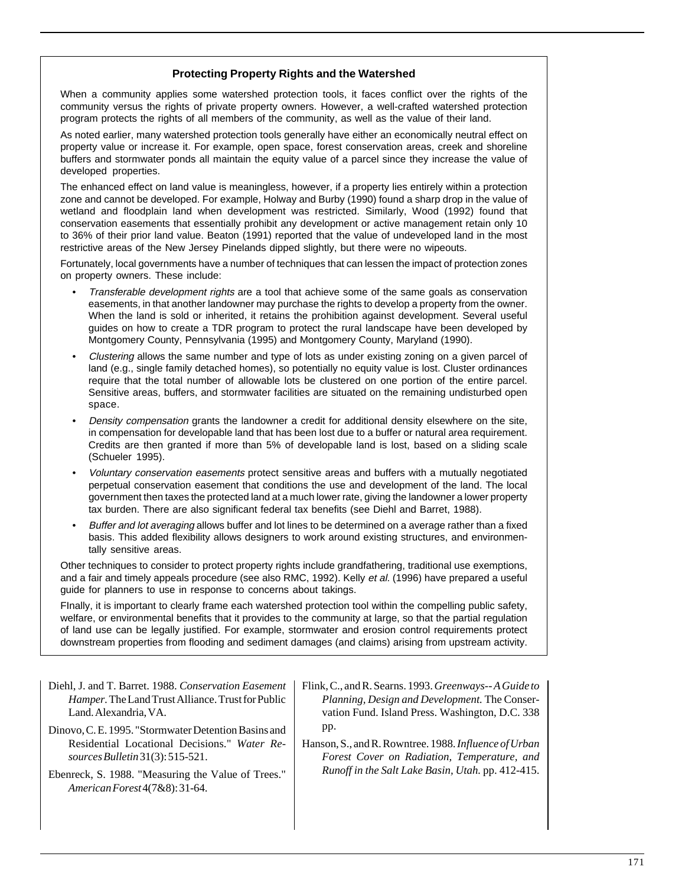### Protecting Property Rights and the Watershed

When a community applies some watershed protection tools, it faces conflict over the rights of the community versus the rights of private property owners. However, a well-crafted watershed protection program protects the rights of all members of the community, as well as the value of their land.

As noted earlier, many watershed protection tools generally have either an economically neutral effect on property value or increase it. For example, open space, forest conservation areas, creek and shoreline buffers and stormwater ponds all maintain the equity value of a parcel since they increase the value of developed properties.

The enhanced effect on land value is meaningless, however, if a property lies entirely within a protection zone and cannot be developed. For example, Holway and Burby (1990) found a sharp drop in the value of wetland and floodplain land when development was restricted. Similarly, Wood (1992) found that conservation easements that essentially prohibit any development or active management retain only 10 to 36% of their prior land value. Beaton (1991) reported that the value of undeveloped land in the most restrictive areas of the New Jersey Pinelands dipped slightly, but there were no wipeouts.

Fortunately, local governments have a number of techniques that can lessen the impact of protection zones on property owners. These include:

- *Transferable development rights* are a tool that achieve some of the same goals as conservation easements, in that another landowner may purchase the rights to develop a property from the owner. When the land is sold or inherited, it retains the prohibition against development. Several useful guides on how to create a TDR program to protect the rural landscape have been developed by Montgomery County, Pennsylvania (1995) and Montgomery County, Maryland (1990).
- *Clustering* allows the same number and type of lots as under existing zoning on a given parcel of land (e.g., single family detached homes), so potentially no equity value is lost. Cluster ordinances require that the total number of allowable lots be clustered on one portion of the entire parcel. Sensitive areas, buffers, and stormwater facilities are situated on the remaining undisturbed open space.
- *Density compensation* grants the landowner a credit for additional density elsewhere on the site, in compensation for developable land that has been lost due to a buffer or natural area requirement. Credits are then granted if more than 5% of developable land is lost, based on a sliding scale (Schueler 1995).
- *Voluntary conservation easements* protect sensitive areas and buffers with a mutually negotiated perpetual conservation easement that conditions the use and development of the land. The local government then taxes the protected land at a much lower rate, giving the landowner a lower property tax burden. There are also significant federal tax benefits (see Diehl and Barret, 1988).
- *Buffer and lot averaging* allows buffer and lot lines to be determined on a average rather than a fixed basis. This added flexibility allows designers to work around existing structures, and environmentally sensitive areas.

Other techniques to consider to protect property rights include grandfathering, traditional use exemptions, and a fair and timely appeals procedure (see also RMC, 1992). Kelly *et al.* (1996) have prepared a useful guide for planners to use in response to concerns about takings.

FInally, it is important to clearly frame each watershed protection tool within the compelling public safety, welfare, or environmental benefits that it provides to the community at large, so that the partial regulation of land use can be legally justified. For example, stormwater and erosion control requirements protect downstream properties from flooding and sediment damages (and claims) arising from upstream activity.

Diehl, J. and T. Barret. 1988. *Conservation Easement Hamper*. The Land Trust Alliance. Trust for Public Land. Alexandria, VA.

Dinovo, C. E. 1995. "Stormwater Detention Basins and Residential Locational Decisions." *Water Resources Bulletin* 31(3): 515-521.

Ebenreck, S. 1988. "Measuring the Value of Trees." *American Forest* 4(7&8): 31-64.

Flink, C., and R. Searns. 1993. *Greenways--A Guide to Planning, Design and Development.* The Conservation Fund. Island Press. Washington, D.C. 338 pp.

Hanson, S., and R. Rowntree. 1988. *Influence of Urban Forest Cover on Radiation, Temperature, and Runoff in the Salt Lake Basin, Utah.* pp. 412-415.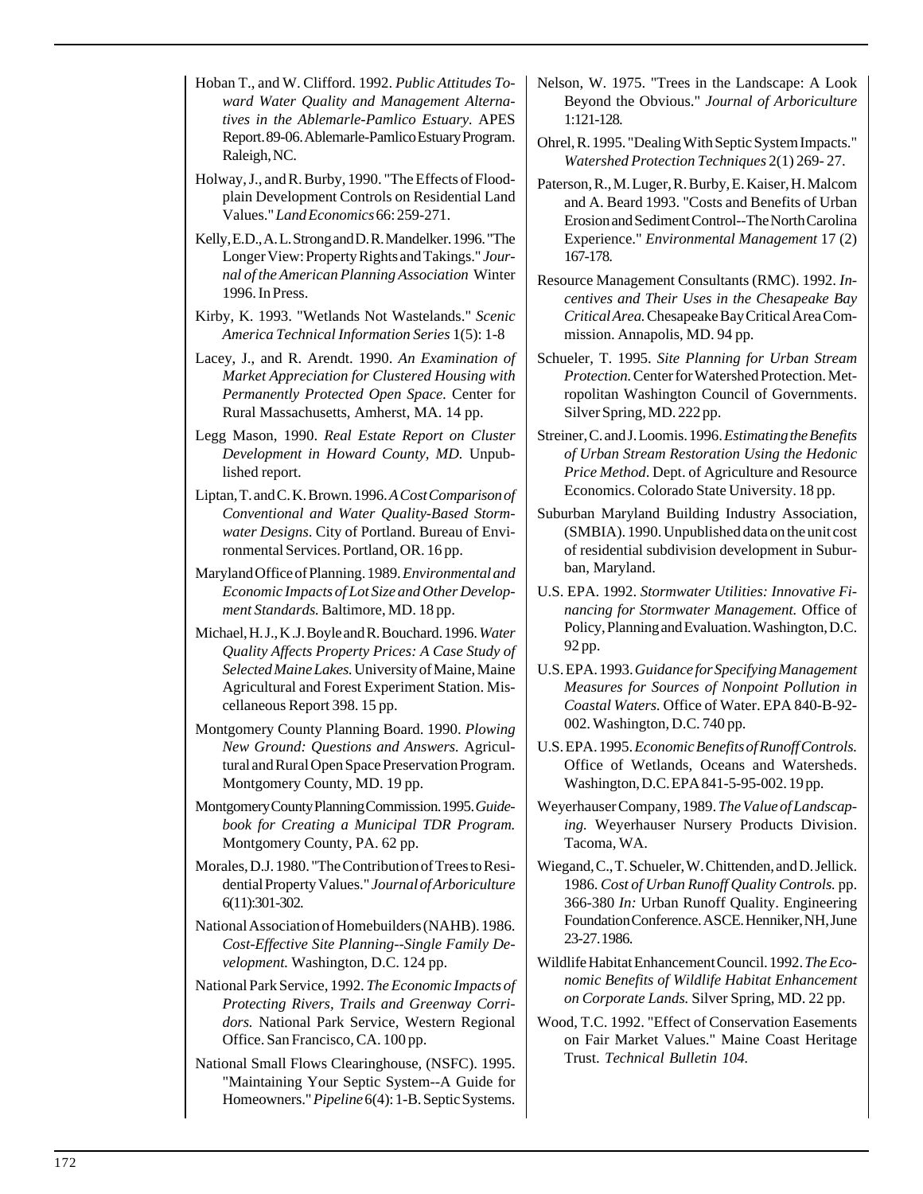Hoban T., and W. Clifford. 1992. *Public Attitudes Toward Water Quality and Management Alternatives in the Ablemarle-Pamlico Estuary*. APES Report. 89-06. Ablemarle-Pamlico Estuary Program. Raleigh, NC.

Holway, J., and R. Burby, 1990. "The Effects of Floodplain Development Controls on Residential Land Values." *Land Economics* 66: 259-271.

Kelly, E.D., A. L. Strong and D. R. Mandelker. 1996. "The Longer View: Property Rights and Takings." *Journal of the American Planning Association* Winter 1996. In Press.

Kirby, K. 1993. "Wetlands Not Wastelands." *Scenic America Technical Information Series* 1(5): 1-8

Lacey, J., and R. Arendt. 1990. *An Examination of Market Appreciation for Clustered Housing with Permanently Protected Open Space.* Center for Rural Massachusetts, Amherst, MA. 14 pp.

Legg Mason, 1990. *Real Estate Report on Cluster Development in Howard County, MD.* Unpublished report.

Liptan, T. and C. K. Brown. 1996. *A Cost Comparison of Conventional and Water Quality-Based Stormwater Designs*. City of Portland. Bureau of Environmental Services. Portland, OR. 16 pp.

Maryland Office of Planning. 1989. *Environmental and Economic Impacts of Lot Size and Other Development Standards.* Baltimore, MD. 18 pp.

Michael, H. J., K .J. Boyle and R. Bouchard. 1996. *Water Quality Affects Property Prices: A Case Study of Selected Maine Lakes.* University of Maine, Maine Agricultural and Forest Experiment Station. Miscellaneous Report 398. 15 pp.

Montgomery County Planning Board. 1990. *Plowing New Ground: Questions and Answers.* Agricultural and Rural Open Space Preservation Program. Montgomery County, MD. 19 pp.

Montgomery County Planning Commission. 1995. *Guidebook for Creating a Municipal TDR Program.* Montgomery County, PA. 62 pp.

Morales, D.J. 1980. "The Contribution of Trees to Residential Property Values." *Journal of Arboriculture* 6(11):301-302.

National Association of Homebuilders (NAHB). 1986. *Cost-Effective Site Planning--Single Family Development.* Washington, D.C. 124 pp.

National Park Service, 1992. *The Economic Impacts of Protecting Rivers, Trails and Greenway Corridors.* National Park Service, Western Regional Office. San Francisco, CA. 100 pp.

National Small Flows Clearinghouse, (NSFC). 1995. "Maintaining Your Septic System--A Guide for Homeowners." *Pipeline* 6(4): 1-B. Septic Systems.

Nelson, W. 1975. "Trees in the Landscape: A Look Beyond the Obvious." *Journal of Arboriculture* 1:121-128.

Ohrel, R. 1995. "Dealing With Septic System Impacts." *Watershed Protection Techniques* 2(1) 269- 27.

Paterson, R., M. Luger, R. Burby, E. Kaiser, H. Malcom and A. Beard 1993. "Costs and Benefits of Urban Erosion and Sediment Control--The North Carolina Experience." *Environmental Management* 17 (2) 167-178.

Resource Management Consultants (RMC). 1992. *Incentives and Their Uses in the Chesapeake Bay Critical Area.* Chesapeake Bay Critical Area Commission. Annapolis, MD. 94 pp.

Schueler, T. 1995. *Site Planning for Urban Stream Protection.* Center for Watershed Protection. Metropolitan Washington Council of Governments. Silver Spring, MD. 222 pp.

Streiner, C. and J. Loomis. 1996. *Estimating the Benefits of Urban Stream Restoration Using the Hedonic Price Method*. Dept. of Agriculture and Resource Economics. Colorado State University. 18 pp.

Suburban Maryland Building Industry Association, (SMBIA). 1990. Unpublished data on the unit cost of residential subdivision development in Suburban, Maryland.

U.S. EPA. 1992. *Stormwater Utilities: Innovative Financing for Stormwater Management.* Office of Policy, Planning and Evaluation. Washington, D.C. 92 pp.

U.S. EPA. 1993. *Guidance for Specifying Management Measures for Sources of Nonpoint Pollution in Coastal Waters.* Office of Water. EPA 840-B-92-002. Washington, D.C. 740 pp.

U.S. EPA. 1995. *Economic Benefits of Runoff Controls.* Office of Wetlands, Oceans and Watersheds. Washington, D.C. EPA 841-5-95-002. 19 pp.

Weyerhauser Company, 1989. *The Value of Landscaping.* Weyerhauser Nursery Products Division. Tacoma, WA.

Wiegand, C., T. Schueler, W. Chittenden, and D. Jellick. 1986. *Cost of Urban Runoff Quality Controls.* pp. 366-380 *In:* Urban Runoff Quality. Engineering Foundation Conference. ASCE. Henniker, NH, June 23-27. 1986.

Wildlife Habitat Enhancement Council. 1992. *The Economic Benefits of Wildlife Habitat Enhancement on Corporate Lands.* Silver Spring, MD. 22 pp.

Wood, T.C. 1992. "Effect of Conservation Easements on Fair Market Values." Maine Coast Heritage Trust. *Technical Bulletin 104.*